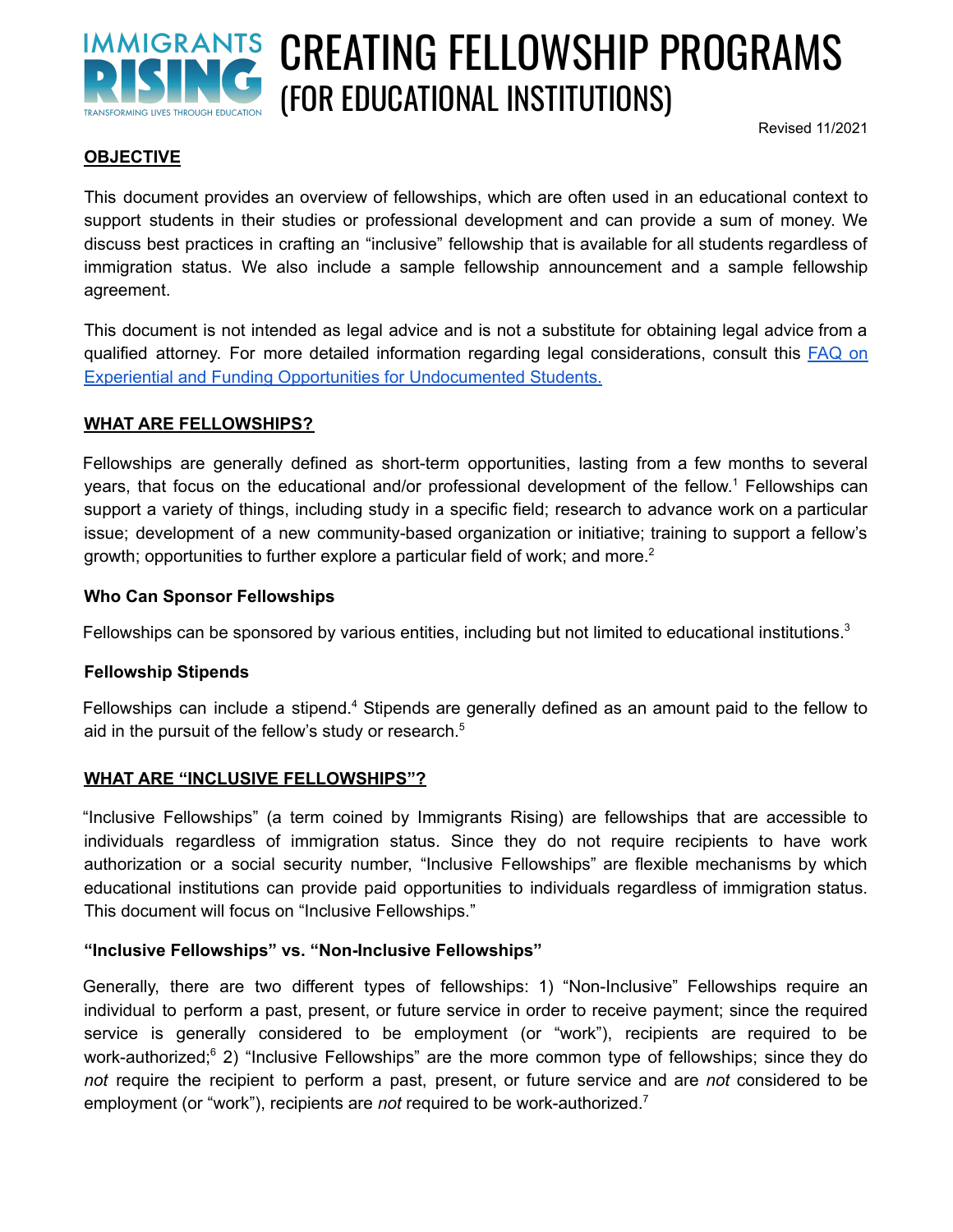# CREATING FELLOWSHIP PROGRAMS (FOR EDUCATIONAL INSTITUTIONS)

IMMIGRANTS RISING
TRANSFORMING LIVES THROUGH EDUCATION

Revised 11/2021

## OBJECTIVE

This document provides an overview of fellowships, which are often used in an educational context to support students in their studies or professional development and can provide a sum of money. We discuss best practices in crafting an "inclusive" fellowship that is available for all students regardless of immigration status. We also include a sample fellowship announcement and a sample fellowship agreement.

This document is not intended as legal advice and is not a substitute for obtaining legal advice from a qualified attorney. For more detailed information regarding legal considerations, consult this [FAQ on Experiential and Funding Opportunities for Undocumented Students.](#)

## WHAT ARE FELLOWSHIPS?

Fellowships are generally defined as short-term opportunities, lasting from a few months to several years, that focus on the educational and/or professional development of the fellow.[1] Fellowships can support a variety of things, including study in a specific field; research to advance work on a particular issue; development of a new community-based organization or initiative; training to support a fellow's growth; opportunities to further explore a particular field of work; and more.[2]

### Who Can Sponsor Fellowships

Fellowships can be sponsored by various entities, including but not limited to educational institutions.[3]

### Fellowship Stipends

Fellowships can include a stipend.[4] Stipends are generally defined as an amount paid to the fellow to aid in the pursuit of the fellow's study or research.[5]

## WHAT ARE "INCLUSIVE FELLOWSHIPS"?

"Inclusive Fellowships" (a term coined by Immigrants Rising) are fellowships that are accessible to individuals regardless of immigration status. Since they do not require recipients to have work authorization or a social security number, "Inclusive Fellowships" are flexible mechanisms by which educational institutions can provide paid opportunities to individuals regardless of immigration status. This document will focus on "Inclusive Fellowships."

### "Inclusive Fellowships" vs. "Non-Inclusive Fellowships"

Generally, there are two different types of fellowships: 1) "Non-Inclusive" Fellowships require an individual to perform a past, present, or future service in order to receive payment; since the required service is generally considered to be employment (or "work"), recipients are required to be work-authorized;[6] 2) "Inclusive Fellowships" are the more common type of fellowships; since they do *not* require the recipient to perform a past, present, or future service and are *not* considered to be employment (or "work"), recipients are *not* required to be work-authorized.[7]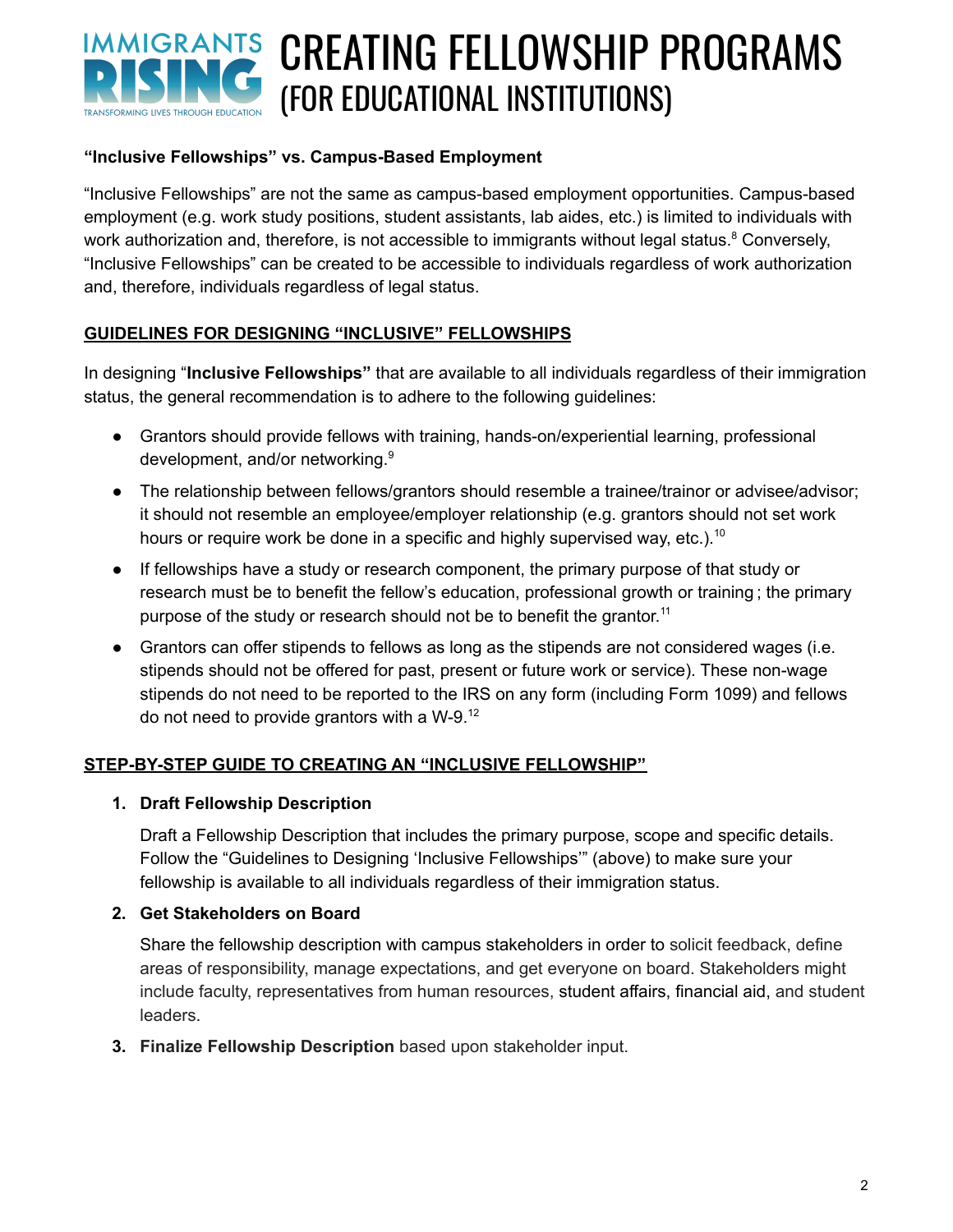**"Inclusive Fellowships" vs. Campus-Based Employment**

"Inclusive Fellowships" are not the same as campus-based employment opportunities. Campus-based employment (e.g. work study positions, student assistants, lab aides, etc.) is limited to individuals with work authorization and, therefore, is not accessible to immigrants without legal status.[8] Conversely, "Inclusive Fellowships" can be created to be accessible to individuals regardless of work authorization and, therefore, individuals regardless of legal status.

## GUIDELINES FOR DESIGNING "INCLUSIVE" FELLOWSHIPS

In designing "**Inclusive Fellowships"** that are available to all individuals regardless of their immigration status, the general recommendation is to adhere to the following guidelines:

- Grantors should provide fellows with training, hands-on/experiential learning, professional development, and/or networking.[9]
- The relationship between fellows/grantors should resemble a trainee/trainor or advisee/advisor; it should not resemble an employee/employer relationship (e.g. grantors should not set work hours or require work be done in a specific and highly supervised way, etc.).[10]
- If fellowships have a study or research component, the primary purpose of that study or research must be to benefit the fellow's education, professional growth or training ; the primary purpose of the study or research should not be to benefit the grantor.[11]
- Grantors can offer stipends to fellows as long as the stipends are not considered wages (i.e. stipends should not be offered for past, present or future work or service). These non-wage stipends do not need to be reported to the IRS on any form (including Form 1099) and fellows do not need to provide grantors with a W-9.[12]

## STEP-BY-STEP GUIDE TO CREATING AN "INCLUSIVE FELLOWSHIP"

1. **Draft Fellowship Description**

   Draft a Fellowship Description that includes the primary purpose, scope and specific details. Follow the "Guidelines to Designing 'Inclusive Fellowships'" (above) to make sure your fellowship is available to all individuals regardless of their immigration status.

2. **Get Stakeholders on Board**

   Share the fellowship description with campus stakeholders in order to solicit feedback, define areas of responsibility, manage expectations, and get everyone on board. Stakeholders might include faculty, representatives from human resources, student affairs, financial aid, and student leaders.

3. **Finalize Fellowship Description** based upon stakeholder input.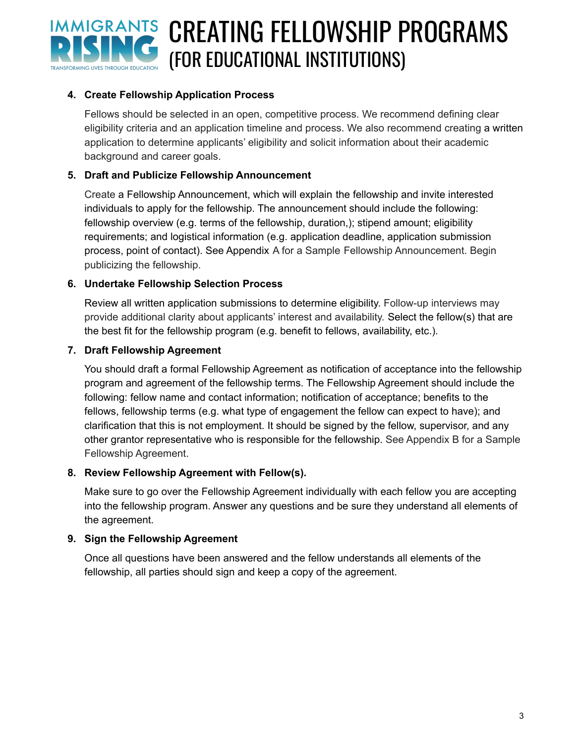4. **Create Fellowship Application Process**

   Fellows should be selected in an open, competitive process. We recommend defining clear eligibility criteria and an application timeline and process. We also recommend creating a written application to determine applicants' eligibility and solicit information about their academic background and career goals.

5. **Draft and Publicize Fellowship Announcement**

   Create a Fellowship Announcement, which will explain the fellowship and invite interested individuals to apply for the fellowship. The announcement should include the following: fellowship overview (e.g. terms of the fellowship, duration,); stipend amount; eligibility requirements; and logistical information (e.g. application deadline, application submission process, point of contact). See Appendix A for a Sample Fellowship Announcement. Begin publicizing the fellowship.

6. **Undertake Fellowship Selection Process**

   Review all written application submissions to determine eligibility. Follow-up interviews may provide additional clarity about applicants' interest and availability. Select the fellow(s) that are the best fit for the fellowship program (e.g. benefit to fellows, availability, etc.).

7. **Draft Fellowship Agreement**

   You should draft a formal Fellowship Agreement as notification of acceptance into the fellowship program and agreement of the fellowship terms. The Fellowship Agreement should include the following: fellow name and contact information; notification of acceptance; benefits to the fellows, fellowship terms (e.g. what type of engagement the fellow can expect to have); and clarification that this is not employment. It should be signed by the fellow, supervisor, and any other grantor representative who is responsible for the fellowship. See Appendix B for a Sample Fellowship Agreement.

8. **Review Fellowship Agreement with Fellow(s).**

   Make sure to go over the Fellowship Agreement individually with each fellow you are accepting into the fellowship program. Answer any questions and be sure they understand all elements of the agreement.

9. **Sign the Fellowship Agreement**

   Once all questions have been answered and the fellow understands all elements of the fellowship, all parties should sign and keep a copy of the agreement.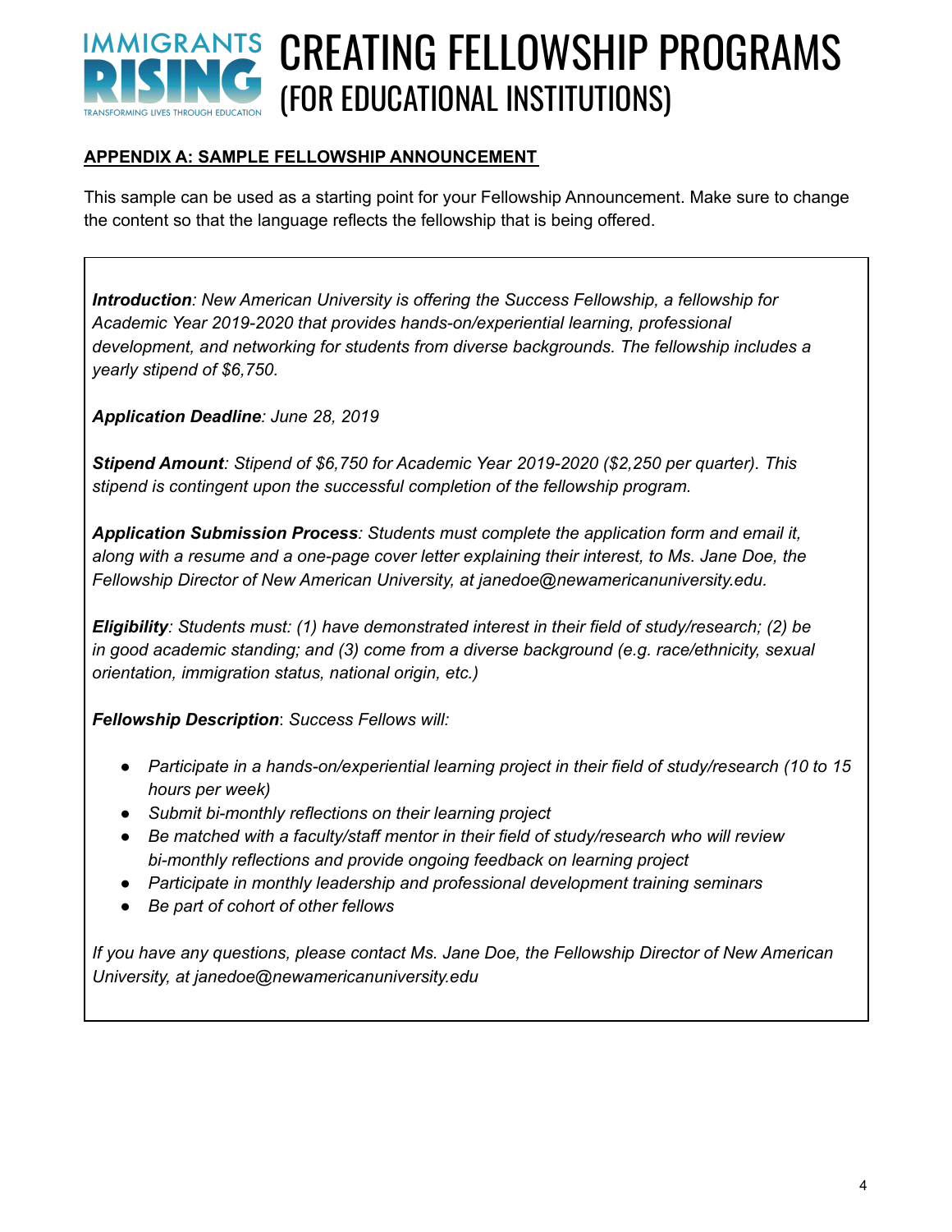**APPENDIX A: SAMPLE FELLOWSHIP ANNOUNCEMENT**

This sample can be used as a starting point for your Fellowship Announcement. Make sure to change the content so that the language reflects the fellowship that is being offered.

***Introduction****: New American University is offering the Success Fellowship, a fellowship for Academic Year 2019-2020 that provides hands-on/experiential learning, professional development, and networking for students from diverse backgrounds. The fellowship includes a yearly stipend of $6,750.*

***Application Deadline****: June 28, 2019*

***Stipend Amount****: Stipend of $6,750 for Academic Year 2019-2020 ($2,250 per quarter). This stipend is contingent upon the successful completion of the fellowship program.*

***Application Submission Process****: Students must complete the application form and email it, along with a resume and a one-page cover letter explaining their interest, to Ms. Jane Doe, the Fellowship Director of New American University, at janedoe@newamericanuniversity.edu.*

***Eligibility****: Students must: (1) have demonstrated interest in their field of study/research; (2) be in good academic standing; and (3) come from a diverse background (e.g. race/ethnicity, sexual orientation, immigration status, national origin, etc.)*

***Fellowship Description***: *Success Fellows will:*

- *Participate in a hands-on/experiential learning project in their field of study/research (10 to 15 hours per week)*
- *Submit bi-monthly reflections on their learning project*
- *Be matched with a faculty/staff mentor in their field of study/research who will review bi-monthly reflections and provide ongoing feedback on learning project*
- *Participate in monthly leadership and professional development training seminars*
- *Be part of cohort of other fellows*

*If you have any questions, please contact Ms. Jane Doe, the Fellowship Director of New American University, at janedoe@newamericanuniversity.edu*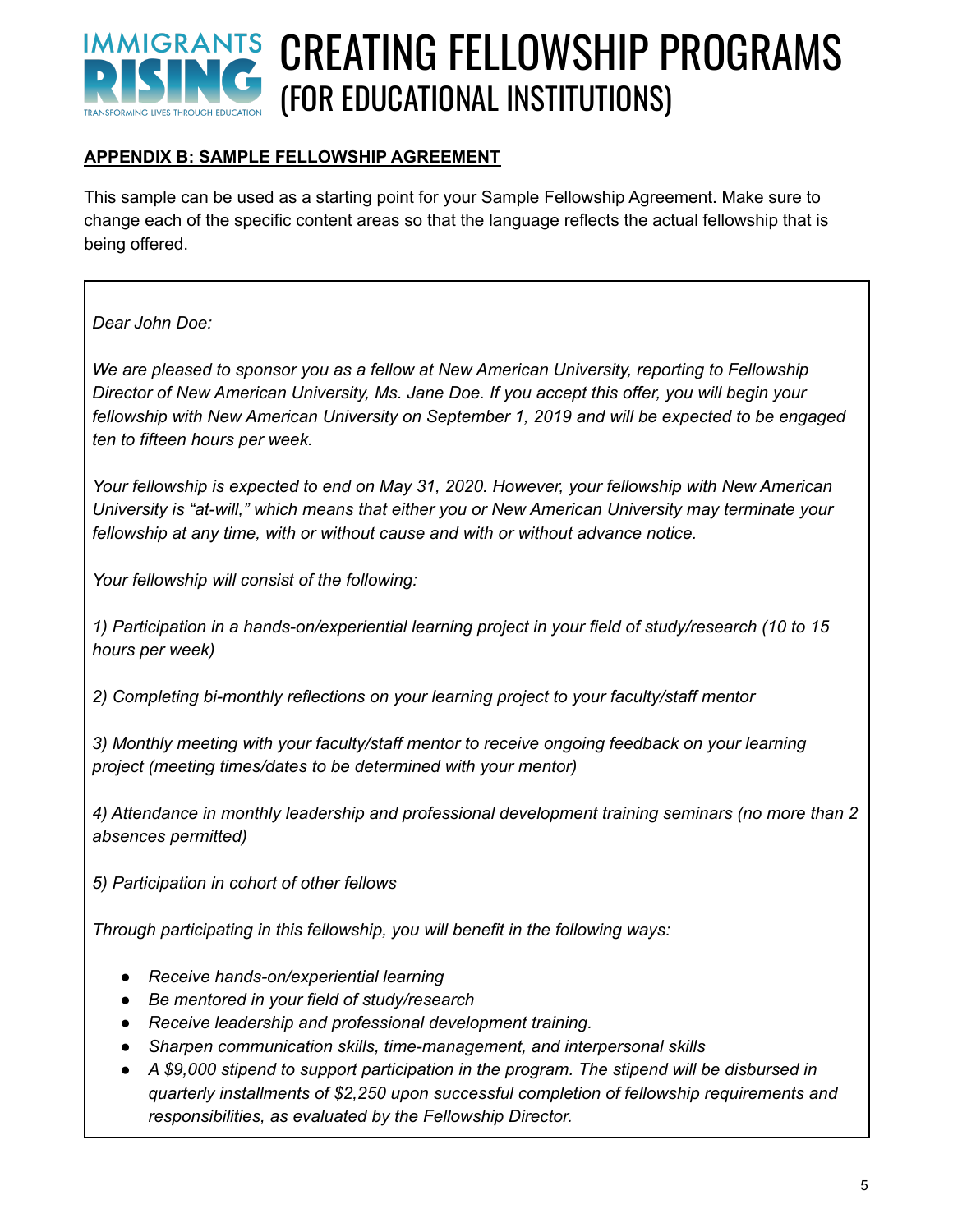**APPENDIX B: SAMPLE FELLOWSHIP AGREEMENT**

This sample can be used as a starting point for your Sample Fellowship Agreement. Make sure to change each of the specific content areas so that the language reflects the actual fellowship that is being offered.

*Dear John Doe:*

*We are pleased to sponsor you as a fellow at New American University, reporting to Fellowship Director of New American University, Ms. Jane Doe. If you accept this offer, you will begin your fellowship with New American University on September 1, 2019 and will be expected to be engaged ten to fifteen hours per week.*

*Your fellowship is expected to end on May 31, 2020. However, your fellowship with New American University is "at-will," which means that either you or New American University may terminate your fellowship at any time, with or without cause and with or without advance notice.*

*Your fellowship will consist of the following:*

*1) Participation in a hands-on/experiential learning project in your field of study/research (10 to 15 hours per week)*

*2) Completing bi-monthly reflections on your learning project to your faculty/staff mentor*

*3) Monthly meeting with your faculty/staff mentor to receive ongoing feedback on your learning project (meeting times/dates to be determined with your mentor)*

*4) Attendance in monthly leadership and professional development training seminars (no more than 2 absences permitted)*

*5) Participation in cohort of other fellows*

*Through participating in this fellowship, you will benefit in the following ways:*

- *Receive hands-on/experiential learning*
- *Be mentored in your field of study/research*
- *Receive leadership and professional development training.*
- *Sharpen communication skills, time-management, and interpersonal skills*
- *A $9,000 stipend to support participation in the program. The stipend will be disbursed in quarterly installments of $2,250 upon successful completion of fellowship requirements and responsibilities, as evaluated by the Fellowship Director.*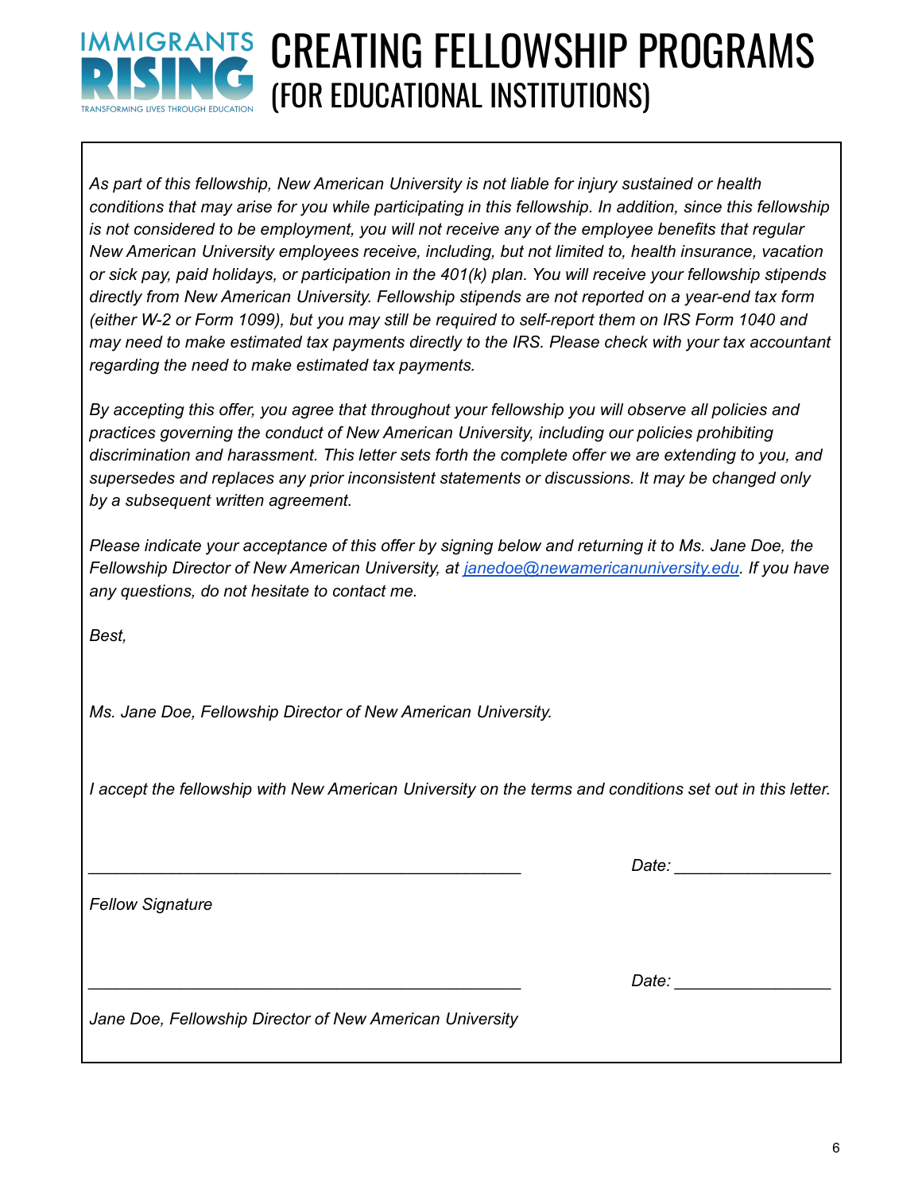*As part of this fellowship, New American University is not liable for injury sustained or health conditions that may arise for you while participating in this fellowship. In addition, since this fellowship is not considered to be employment, you will not receive any of the employee benefits that regular New American University employees receive, including, but not limited to, health insurance, vacation or sick pay, paid holidays, or participation in the 401(k) plan. You will receive your fellowship stipends directly from New American University. Fellowship stipends are not reported on a year-end tax form (either W-2 or Form 1099), but you may still be required to self-report them on IRS Form 1040 and may need to make estimated tax payments directly to the IRS. Please check with your tax accountant regarding the need to make estimated tax payments.*

*By accepting this offer, you agree that throughout your fellowship you will observe all policies and practices governing the conduct of New American University, including our policies prohibiting discrimination and harassment. This letter sets forth the complete offer we are extending to you, and supersedes and replaces any prior inconsistent statements or discussions. It may be changed only by a subsequent written agreement.*

*Please indicate your acceptance of this offer by signing below and returning it to Ms. Jane Doe, the Fellowship Director of New American University, at [janedoe@newamericanuniversity.edu](mailto:janedoe@newamericanuniversity.edu). If you have any questions, do not hesitate to contact me.*

*Best,*

*Ms. Jane Doe, Fellowship Director of New American University.*

*I accept the fellowship with New American University on the terms and conditions set out in this letter.*

______________________________________________ *Date:* ________________

*Fellow Signature*

______________________________________________ *Date:* ________________

*Jane Doe, Fellowship Director of New American University*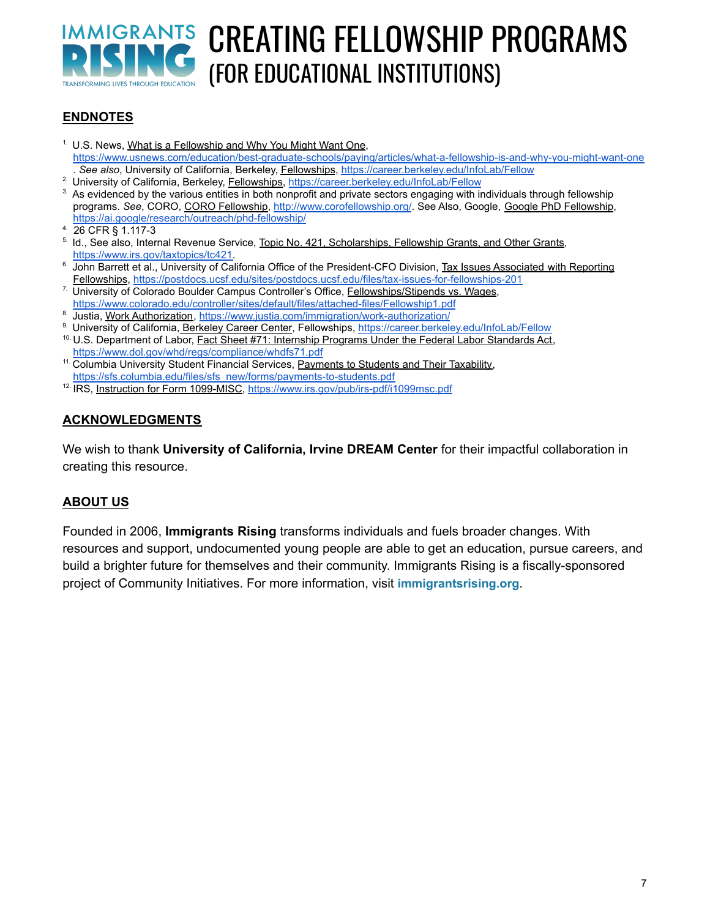# CREATING FELLOWSHIP PROGRAMS (FOR EDUCATIONAL INSTITUTIONS)

## ENDNOTES

1. U.S. News, What is a Fellowship and Why You Might Want One, https://www.usnews.com/education/best-graduate-schools/paying/articles/what-a-fellowship-is-and-why-you-might-want-one . *See also*, University of California, Berkeley, Fellowships, https://career.berkeley.edu/InfoLab/Fellow
2. University of California, Berkeley, Fellowships, https://career.berkeley.edu/InfoLab/Fellow
3. As evidenced by the various entities in both nonprofit and private sectors engaging with individuals through fellowship programs. *See*, CORO, CORO Fellowship, http://www.corofellowship.org/. See Also, Google, Google PhD Fellowship, https://ai.google/research/outreach/phd-fellowship/
4. 26 CFR § 1.117-3
5. Id., See also, Internal Revenue Service, Topic No. 421, Scholarships, Fellowship Grants, and Other Grants, https://www.irs.gov/taxtopics/tc421.
6. John Barrett et al., University of California Office of the President-CFO Division, Tax Issues Associated with Reporting Fellowships, https://postdocs.ucsf.edu/sites/postdocs.ucsf.edu/files/tax-issues-for-fellowships-201
7. University of Colorado Boulder Campus Controller's Office, Fellowships/Stipends vs. Wages, https://www.colorado.edu/controller/sites/default/files/attached-files/Fellowship1.pdf
8. Justia, Work Authorization, https://www.justia.com/immigration/work-authorization/
9. University of California, Berkeley Career Center, Fellowships, https://career.berkeley.edu/InfoLab/Fellow
10. U.S. Department of Labor, Fact Sheet #71: Internship Programs Under the Federal Labor Standards Act, https://www.dol.gov/whd/regs/compliance/whdfs71.pdf
11. Columbia University Student Financial Services, Payments to Students and Their Taxability, https://sfs.columbia.edu/files/sfs_new/forms/payments-to-students.pdf
12. IRS, Instruction for Form 1099-MISC, https://www.irs.gov/pub/irs-pdf/i1099msc.pdf

## ACKNOWLEDGMENTS

We wish to thank **University of California, Irvine DREAM Center** for their impactful collaboration in creating this resource.

## ABOUT US

Founded in 2006, **Immigrants Rising** transforms individuals and fuels broader changes. With resources and support, undocumented young people are able to get an education, pursue careers, and build a brighter future for themselves and their community. Immigrants Rising is a fiscally-sponsored project of Community Initiatives. For more information, visit **immigrantsrising.org**.